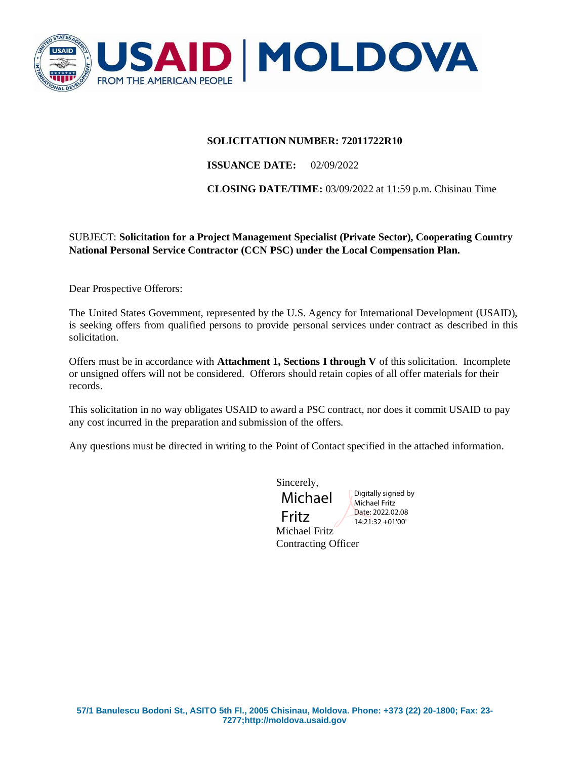**SOLICITATION NUMBER: 72011722R10**

**ISSUANCE DATE:** 02/09/2022

**CLOSING DATE/TIME:** 03/09/2022 at 11:59 p.m. Chisinau Time

SUBJECT: **Solicitation for a Project Management Specialist (Private Sector), Cooperating Country National Personal Service Contractor (CCN PSC) under the Local Compensation Plan.**

Dear Prospective Offerors:

The United States Government, represented by the U.S. Agency for International Development (USAID), is seeking offers from qualified persons to provide personal services under contract as described in this solicitation.

Offers must be in accordance with **Attachment 1, Sections I through V** of this solicitation. Incomplete or unsigned offers will not be considered. Offerors should retain copies of all offer materials for their records.

This solicitation in no way obligates USAID to award a PSC contract, nor does it commit USAID to pay any cost incurred in the preparation and submission of the offers.

Any questions must be directed in writing to the Point of Contact specified in the attached information.

Sincerely,

Michael Fritz

Digitally signed by Michael Fritz
Date: 2022.02.08 14:21:32 +01'00'

Michael Fritz
Contracting Officer

57/1 Banulescu Bodoni St., ASITO 5th Fl., 2005 Chisinau, Moldova. Phone: +373 (22) 20-1800; Fax: 23-7277;http://moldova.usaid.gov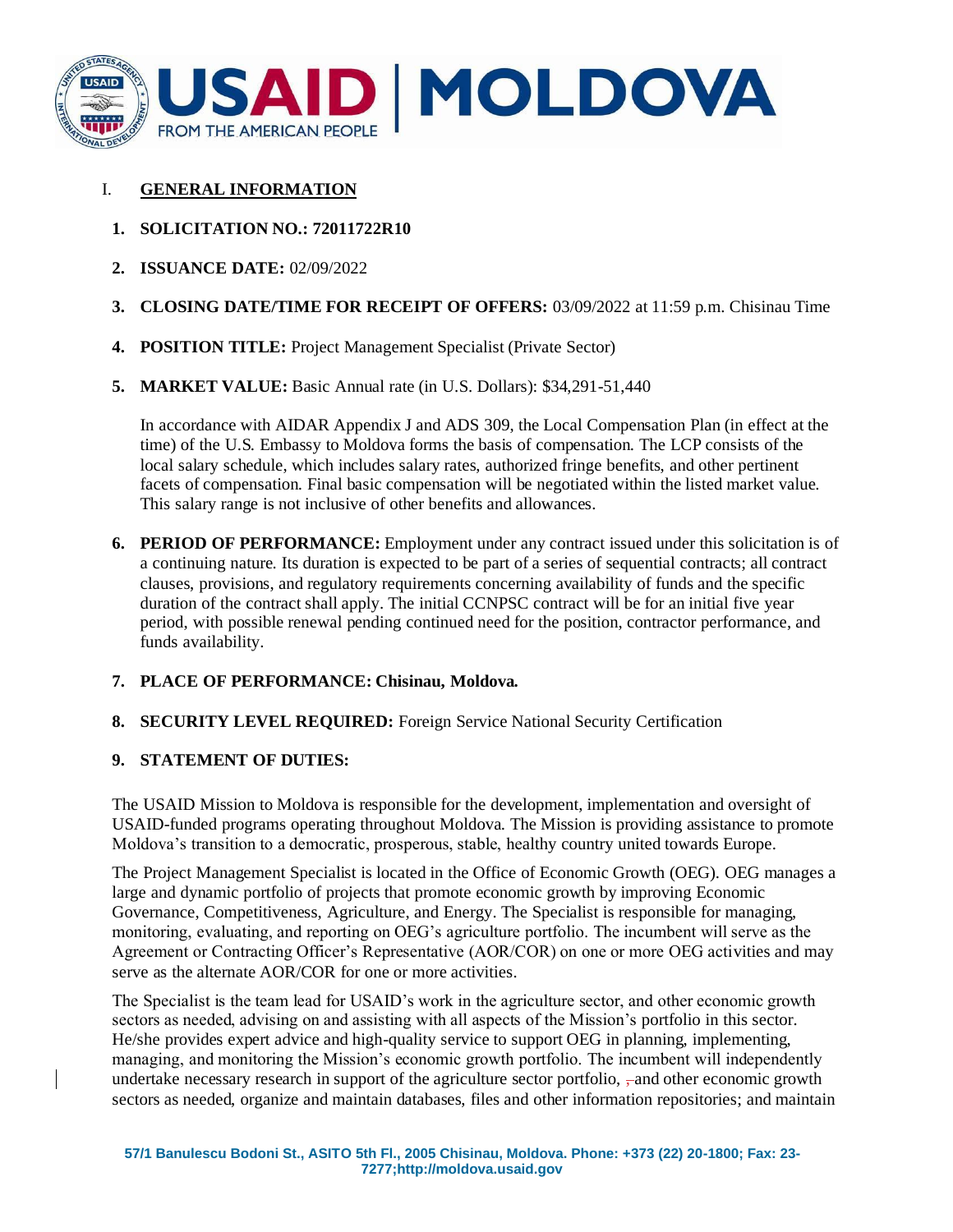## I. GENERAL INFORMATION

1. **SOLICITATION NO.: 72011722R10**

2. **ISSUANCE DATE:** 02/09/2022

3. **CLOSING DATE/TIME FOR RECEIPT OF OFFERS:** 03/09/2022 at 11:59 p.m. Chisinau Time

4. **POSITION TITLE:** Project Management Specialist (Private Sector)

5. **MARKET VALUE:** Basic Annual rate (in U.S. Dollars): $34,291-51,440

   In accordance with AIDAR Appendix J and ADS 309, the Local Compensation Plan (in effect at the time) of the U.S. Embassy to Moldova forms the basis of compensation. The LCP consists of the local salary schedule, which includes salary rates, authorized fringe benefits, and other pertinent facets of compensation. Final basic compensation will be negotiated within the listed market value. This salary range is not inclusive of other benefits and allowances.

6. **PERIOD OF PERFORMANCE:** Employment under any contract issued under this solicitation is of a continuing nature. Its duration is expected to be part of a series of sequential contracts; all contract clauses, provisions, and regulatory requirements concerning availability of funds and the specific duration of the contract shall apply. The initial CCNPSC contract will be for an initial five year period, with possible renewal pending continued need for the position, contractor performance, and funds availability.

7. **PLACE OF PERFORMANCE: Chisinau, Moldova.**

8. **SECURITY LEVEL REQUIRED:** Foreign Service National Security Certification

9. **STATEMENT OF DUTIES:**

The USAID Mission to Moldova is responsible for the development, implementation and oversight of USAID-funded programs operating throughout Moldova. The Mission is providing assistance to promote Moldova's transition to a democratic, prosperous, stable, healthy country united towards Europe.

The Project Management Specialist is located in the Office of Economic Growth (OEG). OEG manages a large and dynamic portfolio of projects that promote economic growth by improving Economic Governance, Competitiveness, Agriculture, and Energy. The Specialist is responsible for managing, monitoring, evaluating, and reporting on OEG's agriculture portfolio. The incumbent will serve as the Agreement or Contracting Officer's Representative (AOR/COR) on one or more OEG activities and may serve as the alternate AOR/COR for one or more activities.

The Specialist is the team lead for USAID's work in the agriculture sector, and other economic growth sectors as needed, advising on and assisting with all aspects of the Mission's portfolio in this sector. He/she provides expert advice and high-quality service to support OEG in planning, implementing, managing, and monitoring the Mission's economic growth portfolio. The incumbent will independently undertake necessary research in support of the agriculture sector portfolio, and other economic growth sectors as needed, organize and maintain databases, files and other information repositories; and maintain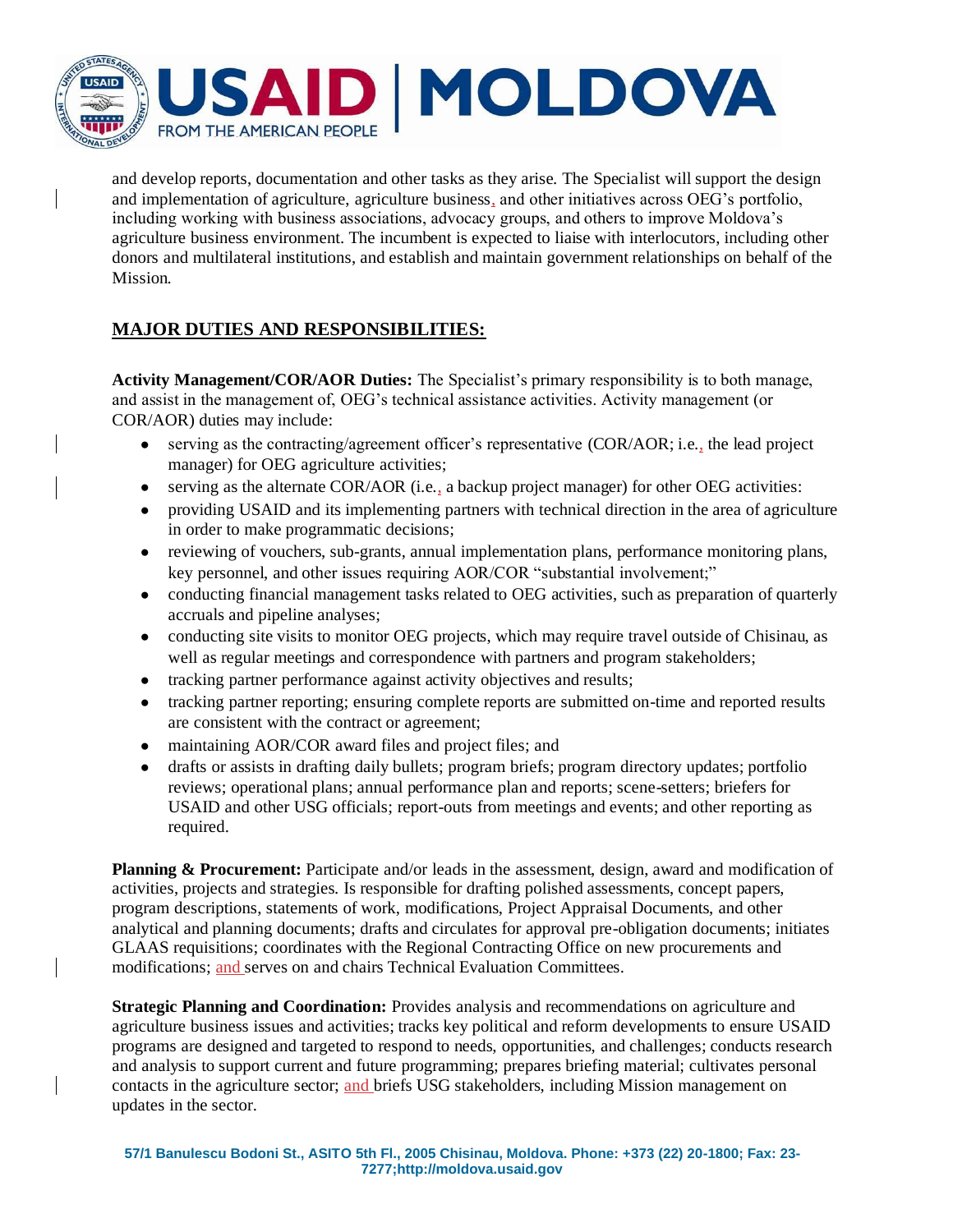and develop reports, documentation and other tasks as they arise. The Specialist will support the design and implementation of agriculture, agriculture business, and other initiatives across OEG's portfolio, including working with business associations, advocacy groups, and others to improve Moldova's agriculture business environment. The incumbent is expected to liaise with interlocutors, including other donors and multilateral institutions, and establish and maintain government relationships on behalf of the Mission.

## MAJOR DUTIES AND RESPONSIBILITIES:

**Activity Management/COR/AOR Duties:** The Specialist's primary responsibility is to both manage, and assist in the management of, OEG's technical assistance activities. Activity management (or COR/AOR) duties may include:

- serving as the contracting/agreement officer's representative (COR/AOR; i.e., the lead project manager) for OEG agriculture activities;
- serving as the alternate COR/AOR (i.e., a backup project manager) for other OEG activities:
- providing USAID and its implementing partners with technical direction in the area of agriculture in order to make programmatic decisions;
- reviewing of vouchers, sub-grants, annual implementation plans, performance monitoring plans, key personnel, and other issues requiring AOR/COR "substantial involvement;"
- conducting financial management tasks related to OEG activities, such as preparation of quarterly accruals and pipeline analyses;
- conducting site visits to monitor OEG projects, which may require travel outside of Chisinau, as well as regular meetings and correspondence with partners and program stakeholders;
- tracking partner performance against activity objectives and results;
- tracking partner reporting; ensuring complete reports are submitted on-time and reported results are consistent with the contract or agreement;
- maintaining AOR/COR award files and project files; and
- drafts or assists in drafting daily bullets; program briefs; program directory updates; portfolio reviews; operational plans; annual performance plan and reports; scene-setters; briefers for USAID and other USG officials; report-outs from meetings and events; and other reporting as required.

**Planning & Procurement:** Participate and/or leads in the assessment, design, award and modification of activities, projects and strategies. Is responsible for drafting polished assessments, concept papers, program descriptions, statements of work, modifications, Project Appraisal Documents, and other analytical and planning documents; drafts and circulates for approval pre-obligation documents; initiates GLAAS requisitions; coordinates with the Regional Contracting Office on new procurements and modifications; and serves on and chairs Technical Evaluation Committees.

**Strategic Planning and Coordination:** Provides analysis and recommendations on agriculture and agriculture business issues and activities; tracks key political and reform developments to ensure USAID programs are designed and targeted to respond to needs, opportunities, and challenges; conducts research and analysis to support current and future programming; prepares briefing material; cultivates personal contacts in the agriculture sector; and briefs USG stakeholders, including Mission management on updates in the sector.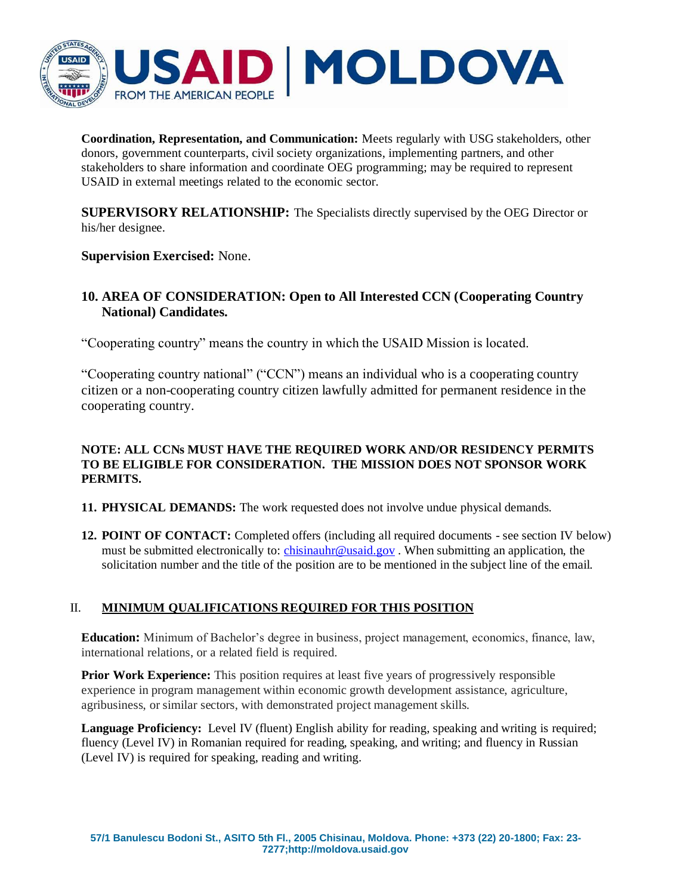**Coordination, Representation, and Communication:** Meets regularly with USG stakeholders, other donors, government counterparts, civil society organizations, implementing partners, and other stakeholders to share information and coordinate OEG programming; may be required to represent USAID in external meetings related to the economic sector.

**SUPERVISORY RELATIONSHIP:** The Specialists directly supervised by the OEG Director or his/her designee.

**Supervision Exercised:** None.

**10. AREA OF CONSIDERATION: Open to All Interested CCN (Cooperating Country National) Candidates.**

"Cooperating country" means the country in which the USAID Mission is located.

"Cooperating country national" ("CCN") means an individual who is a cooperating country citizen or a non-cooperating country citizen lawfully admitted for permanent residence in the cooperating country.

**NOTE: ALL CCNs MUST HAVE THE REQUIRED WORK AND/OR RESIDENCY PERMITS TO BE ELIGIBLE FOR CONSIDERATION. THE MISSION DOES NOT SPONSOR WORK PERMITS.**

**11. PHYSICAL DEMANDS:** The work requested does not involve undue physical demands.

**12. POINT OF CONTACT:** Completed offers (including all required documents - see section IV below) must be submitted electronically to: chisinauhr@usaid.gov . When submitting an application, the solicitation number and the title of the position are to be mentioned in the subject line of the email.

## II. MINIMUM QUALIFICATIONS REQUIRED FOR THIS POSITION

**Education:** Minimum of Bachelor's degree in business, project management, economics, finance, law, international relations, or a related field is required.

**Prior Work Experience:** This position requires at least five years of progressively responsible experience in program management within economic growth development assistance, agriculture, agribusiness, or similar sectors, with demonstrated project management skills.

**Language Proficiency:** Level IV (fluent) English ability for reading, speaking and writing is required; fluency (Level IV) in Romanian required for reading, speaking, and writing; and fluency in Russian (Level IV) is required for speaking, reading and writing.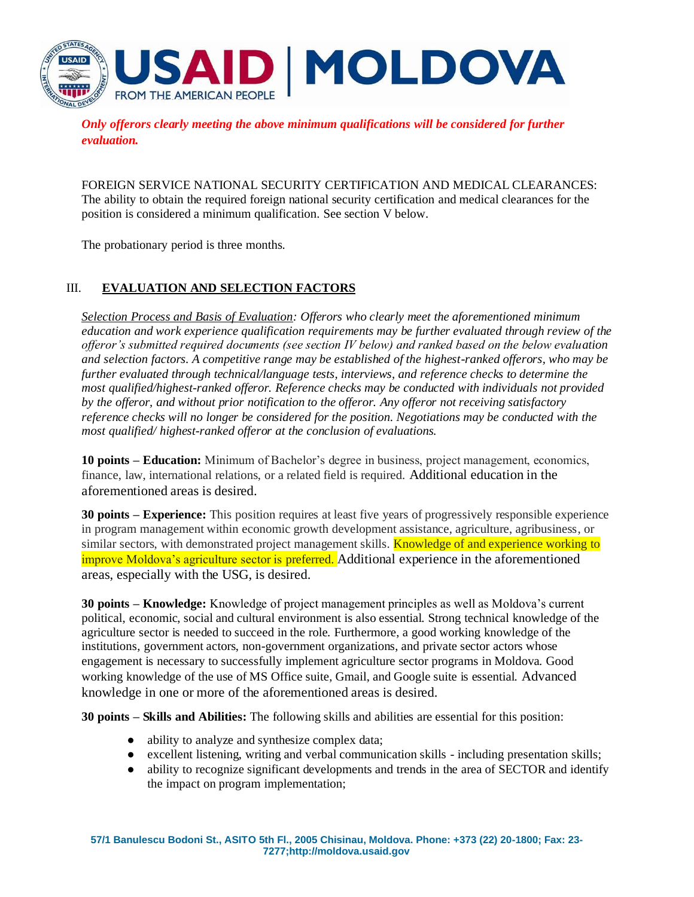***Only offerors clearly meeting the above minimum qualifications will be considered for further evaluation.***

FOREIGN SERVICE NATIONAL SECURITY CERTIFICATION AND MEDICAL CLEARANCES: The ability to obtain the required foreign national security certification and medical clearances for the position is considered a minimum qualification. See section V below.

The probationary period is three months.

## III. EVALUATION AND SELECTION FACTORS

*Selection Process and Basis of Evaluation: Offerors who clearly meet the aforementioned minimum education and work experience qualification requirements may be further evaluated through review of the offeror's submitted required documents (see section IV below) and ranked based on the below evaluation and selection factors. A competitive range may be established of the highest-ranked offerors, who may be further evaluated through technical/language tests, interviews, and reference checks to determine the most qualified/highest-ranked offeror. Reference checks may be conducted with individuals not provided by the offeror, and without prior notification to the offeror. Any offeror not receiving satisfactory reference checks will no longer be considered for the position. Negotiations may be conducted with the most qualified/ highest-ranked offeror at the conclusion of evaluations.*

**10 points – Education:** Minimum of Bachelor's degree in business, project management, economics, finance, law, international relations, or a related field is required. Additional education in the aforementioned areas is desired.

**30 points – Experience:** This position requires at least five years of progressively responsible experience in program management within economic growth development assistance, agriculture, agribusiness, or similar sectors, with demonstrated project management skills. Knowledge of and experience working to improve Moldova's agriculture sector is preferred. Additional experience in the aforementioned areas, especially with the USG, is desired.

**30 points – Knowledge:** Knowledge of project management principles as well as Moldova's current political, economic, social and cultural environment is also essential. Strong technical knowledge of the agriculture sector is needed to succeed in the role. Furthermore, a good working knowledge of the institutions, government actors, non-government organizations, and private sector actors whose engagement is necessary to successfully implement agriculture sector programs in Moldova. Good working knowledge of the use of MS Office suite, Gmail, and Google suite is essential. Advanced knowledge in one or more of the aforementioned areas is desired.

**30 points – Skills and Abilities:** The following skills and abilities are essential for this position:

- ability to analyze and synthesize complex data;
- excellent listening, writing and verbal communication skills - including presentation skills;
- ability to recognize significant developments and trends in the area of SECTOR and identify the impact on program implementation;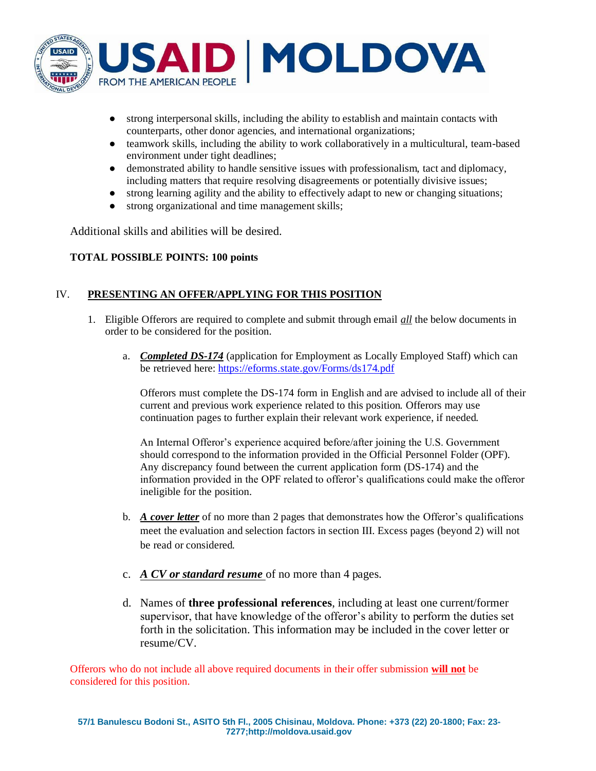- strong interpersonal skills, including the ability to establish and maintain contacts with counterparts, other donor agencies, and international organizations;
- teamwork skills, including the ability to work collaboratively in a multicultural, team-based environment under tight deadlines;
- demonstrated ability to handle sensitive issues with professionalism, tact and diplomacy, including matters that require resolving disagreements or potentially divisive issues;
- strong learning agility and the ability to effectively adapt to new or changing situations;
- strong organizational and time management skills;

Additional skills and abilities will be desired.

**TOTAL POSSIBLE POINTS: 100 points**

## IV. PRESENTING AN OFFER/APPLYING FOR THIS POSITION

1. Eligible Offerors are required to complete and submit through email ***all*** the below documents in order to be considered for the position.

   a. ***Completed DS-174*** (application for Employment as Locally Employed Staff) which can be retrieved here: https://eforms.state.gov/Forms/ds174.pdf

   Offerors must complete the DS-174 form in English and are advised to include all of their current and previous work experience related to this position. Offerors may use continuation pages to further explain their relevant work experience, if needed.

   An Internal Offeror's experience acquired before/after joining the U.S. Government should correspond to the information provided in the Official Personnel Folder (OPF). Any discrepancy found between the current application form (DS-174) and the information provided in the OPF related to offeror's qualifications could make the offeror ineligible for the position.

   b. ***A cover letter*** of no more than 2 pages that demonstrates how the Offeror's qualifications meet the evaluation and selection factors in section III. Excess pages (beyond 2) will not be read or considered.

   c. ***A CV or standard resume*** of no more than 4 pages.

   d. Names of **three professional references**, including at least one current/former supervisor, that have knowledge of the offeror's ability to perform the duties set forth in the solicitation. This information may be included in the cover letter or resume/CV.

Offerors who do not include all above required documents in their offer submission **will not** be considered for this position.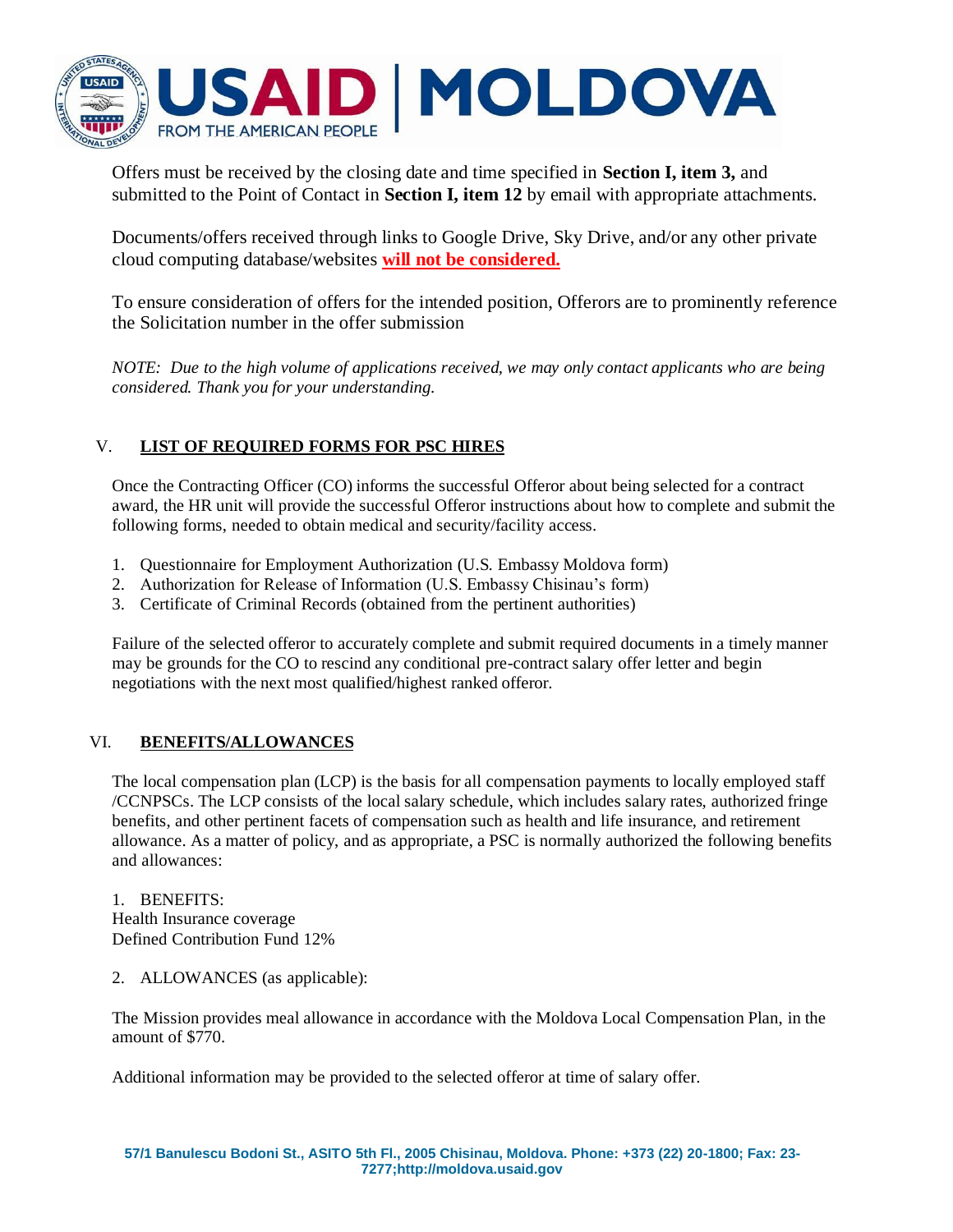Offers must be received by the closing date and time specified in **Section I, item 3,** and submitted to the Point of Contact in **Section I, item 12** by email with appropriate attachments.

Documents/offers received through links to Google Drive, Sky Drive, and/or any other private cloud computing database/websites **will not be considered.**

To ensure consideration of offers for the intended position, Offerors are to prominently reference the Solicitation number in the offer submission

*NOTE: Due to the high volume of applications received, we may only contact applicants who are being considered. Thank you for your understanding.*

## V. LIST OF REQUIRED FORMS FOR PSC HIRES

Once the Contracting Officer (CO) informs the successful Offeror about being selected for a contract award, the HR unit will provide the successful Offeror instructions about how to complete and submit the following forms, needed to obtain medical and security/facility access.

1. Questionnaire for Employment Authorization (U.S. Embassy Moldova form)
2. Authorization for Release of Information (U.S. Embassy Chisinau's form)
3. Certificate of Criminal Records (obtained from the pertinent authorities)

Failure of the selected offeror to accurately complete and submit required documents in a timely manner may be grounds for the CO to rescind any conditional pre-contract salary offer letter and begin negotiations with the next most qualified/highest ranked offeror.

## VI. BENEFITS/ALLOWANCES

The local compensation plan (LCP) is the basis for all compensation payments to locally employed staff /CCNPSCs. The LCP consists of the local salary schedule, which includes salary rates, authorized fringe benefits, and other pertinent facets of compensation such as health and life insurance, and retirement allowance. As a matter of policy, and as appropriate, a PSC is normally authorized the following benefits and allowances:

1. BENEFITS:

Health Insurance coverage
Defined Contribution Fund 12%

2. ALLOWANCES (as applicable):

The Mission provides meal allowance in accordance with the Moldova Local Compensation Plan, in the amount of $770.

Additional information may be provided to the selected offeror at time of salary offer.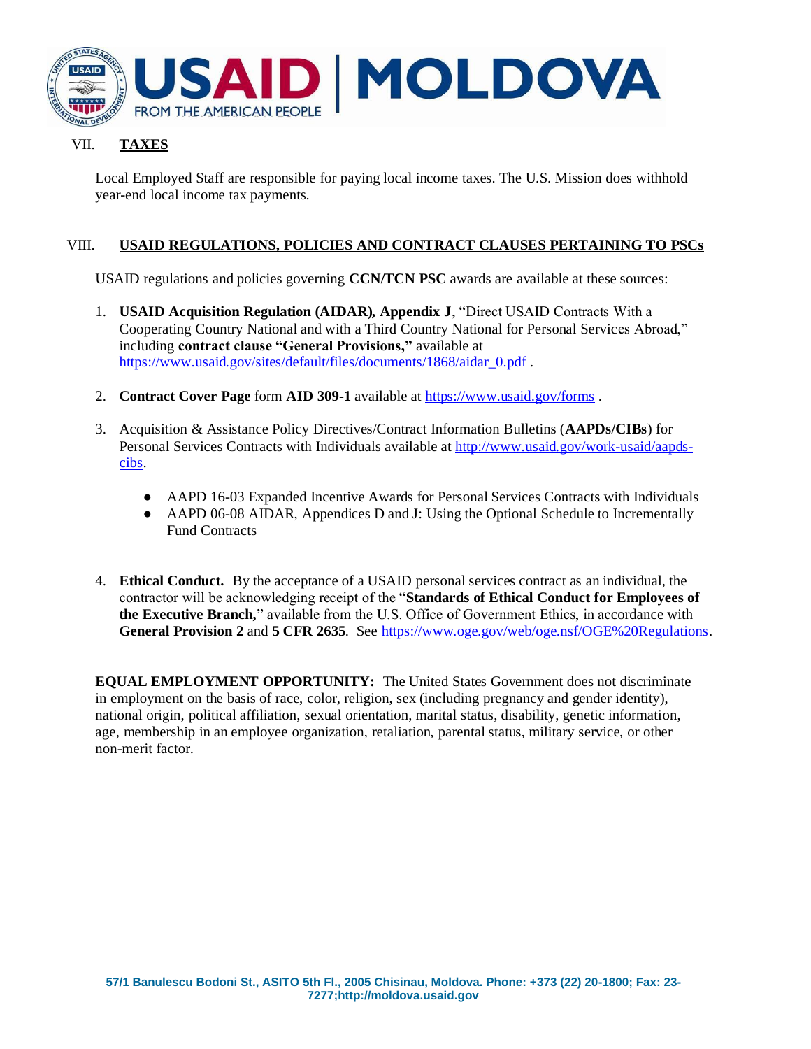## VII. TAXES

Local Employed Staff are responsible for paying local income taxes. The U.S. Mission does withhold year-end local income tax payments.

## VIII. USAID REGULATIONS, POLICIES AND CONTRACT CLAUSES PERTAINING TO PSCs

USAID regulations and policies governing **CCN/TCN PSC** awards are available at these sources:

1. **USAID Acquisition Regulation (AIDAR), Appendix J**, "Direct USAID Contracts With a Cooperating Country National and with a Third Country National for Personal Services Abroad," including **contract clause "General Provisions,"** available at https://www.usaid.gov/sites/default/files/documents/1868/aidar_0.pdf .

2. **Contract Cover Page** form **AID 309-1** available at https://www.usaid.gov/forms .

3. Acquisition & Assistance Policy Directives/Contract Information Bulletins (**AAPDs/CIBs**) for Personal Services Contracts with Individuals available at http://www.usaid.gov/work-usaid/aapds-cibs.

   - AAPD 16-03 Expanded Incentive Awards for Personal Services Contracts with Individuals
   - AAPD 06-08 AIDAR, Appendices D and J: Using the Optional Schedule to Incrementally Fund Contracts

4. **Ethical Conduct.** By the acceptance of a USAID personal services contract as an individual, the contractor will be acknowledging receipt of the "**Standards of Ethical Conduct for Employees of the Executive Branch,**" available from the U.S. Office of Government Ethics, in accordance with **General Provision 2** and **5 CFR 2635**. See https://www.oge.gov/web/oge.nsf/OGE%20Regulations.

**EQUAL EMPLOYMENT OPPORTUNITY:** The United States Government does not discriminate in employment on the basis of race, color, religion, sex (including pregnancy and gender identity), national origin, political affiliation, sexual orientation, marital status, disability, genetic information, age, membership in an employee organization, retaliation, parental status, military service, or other non-merit factor.